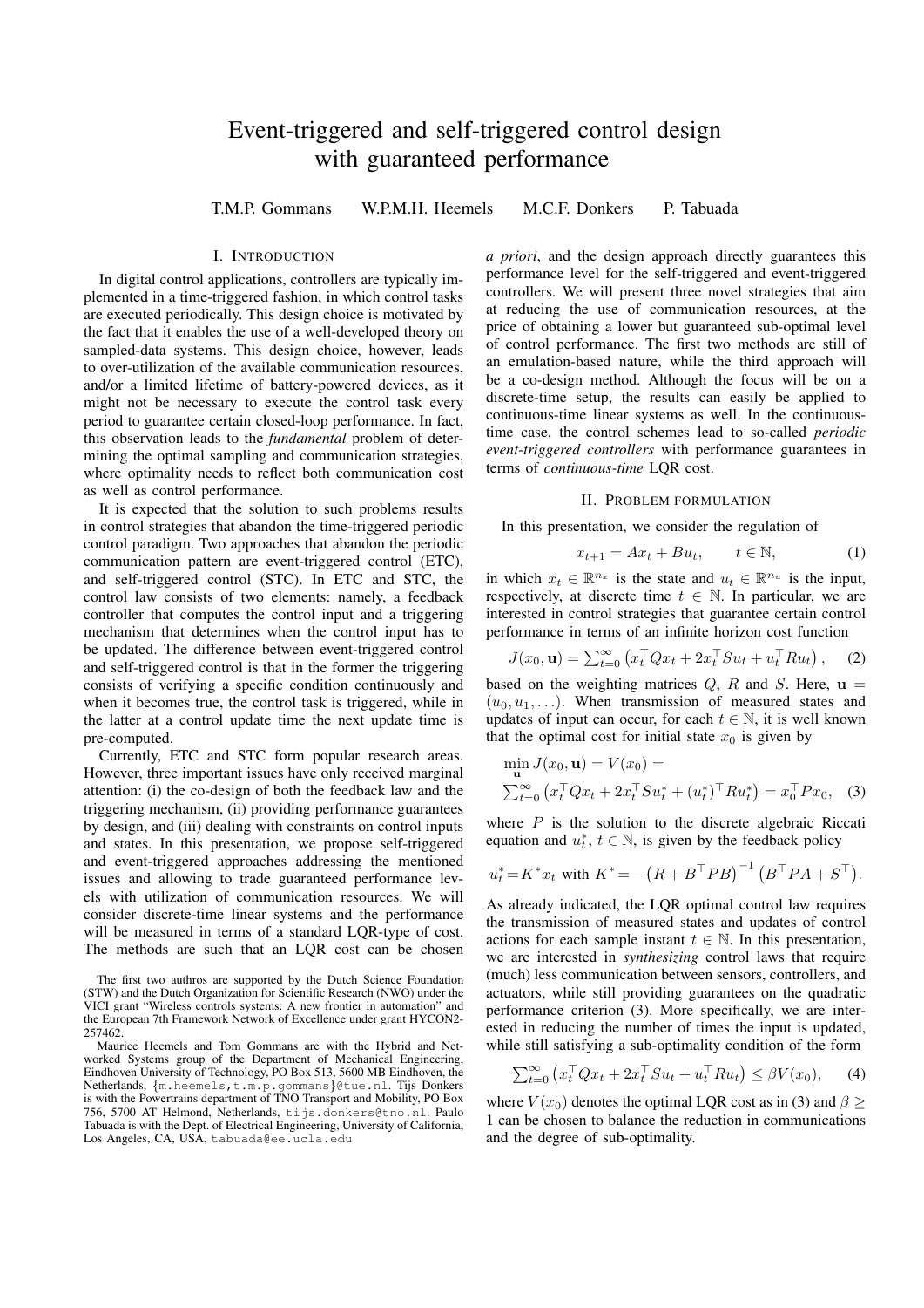# Event-triggered and self-triggered control design with guaranteed performance

T.M.P. Gommans W.P.M.H. Heemels M.C.F. Donkers P. Tabuada

## I. Introduction

In digital control applications, controllers are typically implemented in a time-triggered fashion, in which control tasks are executed periodically. This design choice is motivated by the fact that it enables the use of a well-developed theory on sampled-data systems. This design choice, however, leads to over-utilization of the available communication resources, and/or a limited lifetime of battery-powered devices, as it might not be necessary to execute the control task every period to guarantee certain closed-loop performance. In fact, this observation leads to the *fundamental* problem of determining the optimal sampling and communication strategies, where optimality needs to reflect both communication cost as well as control performance.

It is expected that the solution to such problems results in control strategies that abandon the time-triggered periodic control paradigm. Two approaches that abandon the periodic communication pattern are event-triggered control (ETC), and self-triggered control (STC). In ETC and STC, the control law consists of two elements: namely, a feedback controller that computes the control input and a triggering mechanism that determines when the control input has to be updated. The difference between event-triggered control and self-triggered control is that in the former the triggering consists of verifying a specific condition continuously and when it becomes true, the control task is triggered, while in the latter at a control update time the next update time is pre-computed.

Currently, ETC and STC form popular research areas. However, three important issues have only received marginal attention: (i) the co-design of both the feedback law and the triggering mechanism, (ii) providing performance guarantees by design, and (iii) dealing with constraints on control inputs and states. In this presentation, we propose self-triggered and event-triggered approaches addressing the mentioned issues and allowing to trade guaranteed performance levels with utilization of communication resources. We will consider discrete-time linear systems and the performance will be measured in terms of a standard LQR-type of cost. The methods are such that an LQR cost can be chosen *a priori*, and the design approach directly guarantees this performance level for the self-triggered and event-triggered controllers. We will present three novel strategies that aim at reducing the use of communication resources, at the price of obtaining a lower but guaranteed sub-optimal level of control performance. The first two methods are still of an emulation-based nature, while the third approach will be a co-design method. Although the focus will be on a discrete-time setup, the results can easily be applied to continuous-time linear systems as well. In the continuous-time case, the control schemes lead to so-called *periodic event-triggered controllers* with performance guarantees in terms of *continuous-time* LQR cost.

## II. Problem formulation

In this presentation, we consider the regulation of

$$x_{t+1} = Ax_t + Bu_t, \qquad t \in \mathbb{N}, \tag{1}$$

in which $x_t \in \mathbb{R}^{n_x}$ is the state and $u_t \in \mathbb{R}^{n_u}$ is the input, respectively, at discrete time $t \in \mathbb{N}$. In particular, we are interested in control strategies that guarantee certain control performance in terms of an infinite horizon cost function

$$J(x_0, \mathbf{u}) = \textstyle\sum_{t=0}^{\infty} \left( x_t^\top Q x_t + 2x_t^\top S u_t + u_t^\top R u_t \right), \tag{2}$$

based on the weighting matrices $Q$, $R$ and $S$. Here, $\mathbf{u} = (u_0, u_1, \ldots)$. When transmission of measured states and updates of input can occur, for each $t \in \mathbb{N}$, it is well known that the optimal cost for initial state $x_0$ is given by

$$\min_{\mathbf{u}} J(x_0, \mathbf{u}) = V(x_0) = \textstyle\sum_{t=0}^{\infty} \left( x_t^\top Q x_t + 2x_t^\top S u_t^* + (u_t^*)^\top R u_t^* \right) = x_0^\top P x_0, \tag{3}$$

where $P$ is the solution to the discrete algebraic Riccati equation and $u_t^*$, $t \in \mathbb{N}$, is given by the feedback policy

$$u_t^* = K^* x_t \text{ with } K^* = -\left(R + B^\top P B\right)^{-1} \left(B^\top P A + S^\top\right).$$

As already indicated, the LQR optimal control law requires the transmission of measured states and updates of control actions for each sample instant $t \in \mathbb{N}$. In this presentation, we are interested in *synthesizing* control laws that require (much) less communication between sensors, controllers, and actuators, while still providing guarantees on the quadratic performance criterion (3). More specifically, we are interested in reducing the number of times the input is updated, while still satisfying a sub-optimality condition of the form

$$\textstyle\sum_{t=0}^{\infty} \left( x_t^\top Q x_t + 2x_t^\top S u_t + u_t^\top R u_t \right) \leq \beta V(x_0), \tag{4}$$

where $V(x_0)$ denotes the optimal LQR cost as in (3) and $\beta \geq 1$ can be chosen to balance the reduction in communications and the degree of sub-optimality.

The first two authros are supported by the Dutch Science Foundation (STW) and the Dutch Organization for Scientific Research (NWO) under the VICI grant "Wireless controls systems: A new frontier in automation" and the European 7th Framework Network of Excellence under grant HYCON2-257462.

Maurice Heemels and Tom Gommans are with the Hybrid and Networked Systems group of the Department of Mechanical Engineering, Eindhoven University of Technology, PO Box 513, 5600 MB Eindhoven, the Netherlands, {m.heemels,t.m.p.gommans}@tue.nl. Tijs Donkers is with the Powertrains department of TNO Transport and Mobility, PO Box 756, 5700 AT Helmond, Netherlands, tijs.donkers@tno.nl. Paulo Tabuada is with the Dept. of Electrical Engineering, University of California, Los Angeles, CA, USA, tabuada@ee.ucla.edu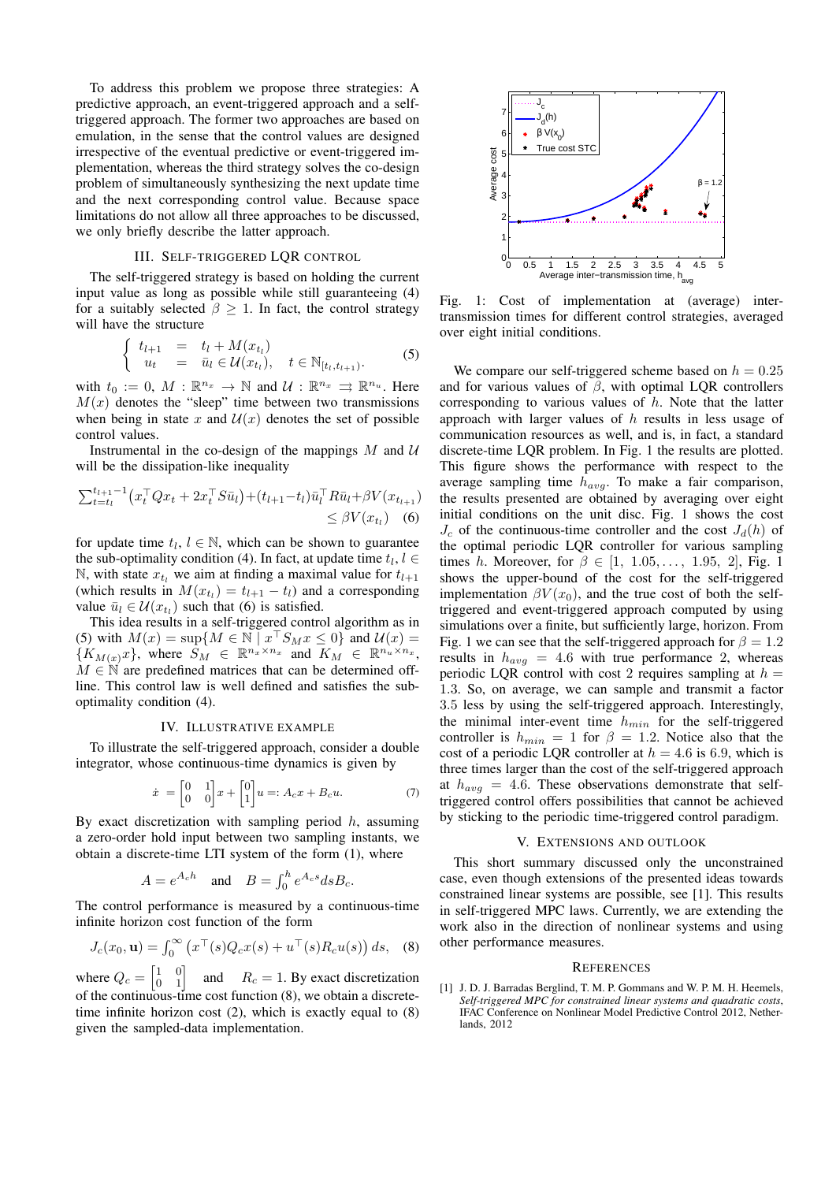To address this problem we propose three strategies: A predictive approach, an event-triggered approach and a self-triggered approach. The former two approaches are based on emulation, in the sense that the control values are designed irrespective of the eventual predictive or event-triggered implementation, whereas the third strategy solves the co-design problem of simultaneously synthesizing the next update time and the next corresponding control value. Because space limitations do not allow all three approaches to be discussed, we only briefly describe the latter approach.

## III. Self-triggered LQR control

The self-triggered strategy is based on holding the current input value as long as possible while still guaranteeing (4) for a suitably selected $\beta \geq 1$. In fact, the control strategy will have the structure

$$\begin{cases} t_{l+1} &= t_l + M(x_{t_l}) \\ u_t &= \bar{u}_l \in \mathcal{U}(x_{t_l}), \quad t \in \mathbb{N}_{[t_l, t_{l+1})}. \end{cases} \tag{5}$$

with $t_0 := 0$, $M : \mathbb{R}^{n_x} \to \mathbb{N}$ and $\mathcal{U} : \mathbb{R}^{n_x} \rightrightarrows \mathbb{R}^{n_u}$. Here $M(x)$ denotes the "sleep" time between two transmissions when being in state $x$ and $\mathcal{U}(x)$ denotes the set of possible control values.

Instrumental in the co-design of the mappings $M$ and $\mathcal{U}$ will be the dissipation-like inequality

$$\sum_{t=t_l}^{t_{l+1}-1}\big(x_t^\top Q x_t + 2x_t^\top S \bar{u}_l\big) + (t_{l+1}-t_l)\bar{u}_l^\top R \bar{u}_l + \beta V(x_{t_{l+1}}) \leq \beta V(x_{t_l}) \tag{6}$$

for update time $t_l$, $l \in \mathbb{N}$, which can be shown to guarantee the sub-optimality condition (4). In fact, at update time $t_l$, $l \in \mathbb{N}$, with state $x_{t_l}$ we aim at finding a maximal value for $t_{l+1}$ (which results in $M(x_{t_l}) = t_{l+1} - t_l$) and a corresponding value $\bar{u}_l \in \mathcal{U}(x_{t_l})$ such that (6) is satisfied.

This idea results in a self-triggered control algorithm as in (5) with $M(x) = \sup\{M \in \mathbb{N} \mid x^\top S_M x \leq 0\}$ and $\mathcal{U}(x) = \{K_{M(x)}x\}$, where $S_M \in \mathbb{R}^{n_x \times n_x}$ and $K_M \in \mathbb{R}^{n_u \times n_x}$, $M \in \mathbb{N}$ are predefined matrices that can be determined off-line. This control law is well defined and satisfies the sub-optimality condition (4).

## IV. Illustrative example

To illustrate the self-triggered approach, consider a double integrator, whose continuous-time dynamics is given by

$$\dot{x} = \begin{bmatrix} 0 & 1 \\ 0 & 0 \end{bmatrix} x + \begin{bmatrix} 0 \\ 1 \end{bmatrix} u =: A_c x + B_c u. \tag{7}$$

By exact discretization with sampling period $h$, assuming a zero-order hold input between two sampling instants, we obtain a discrete-time LTI system of the form (1), where

$$A = e^{A_c h} \quad \text{and} \quad B = \int_0^h e^{A_c s} ds B_c.$$

The control performance is measured by a continuous-time infinite horizon cost function of the form

$$J_c(x_0, \mathbf{u}) = \int_0^\infty \big(x^\top(s) Q_c x(s) + u^\top(s) R_c u(s)\big)\, ds, \tag{8}$$

where $Q_c = \begin{bmatrix} 1 & 0 \\ 0 & 1 \end{bmatrix}$ and $R_c = 1$. By exact discretization of the continuous-time cost function (8), we obtain a discrete-time infinite horizon cost (2), which is exactly equal to (8) given the sampled-data implementation.

Average cost
Average inter-transmission time, $h_{avg}$
$J_c$
$J_d(h)$
$\beta V(x_0)$
True cost STC
$\beta = 1.2$
0 0.5 1 1.5 2 2.5 3 3.5 4 4.5 5
0 1 2 3 4 5 6 7

Fig. 1: Cost of implementation at (average) inter-transmission times for different control strategies, averaged over eight initial conditions.

We compare our self-triggered scheme based on $h = 0.25$ and for various values of $\beta$, with optimal LQR controllers corresponding to various values of $h$. Note that the latter approach with larger values of $h$ results in less usage of communication resources as well, and is, in fact, a standard discrete-time LQR problem. In Fig. 1 the results are plotted. This figure shows the performance with respect to the average sampling time $h_{avg}$. To make a fair comparison, the results presented are obtained by averaging over eight initial conditions on the unit disc. Fig. 1 shows the cost $J_c$ of the continuous-time controller and the cost $J_d(h)$ of the optimal periodic LQR controller for various sampling times $h$. Moreover, for $\beta \in [1,\ 1.05, \ldots,\ 1.95,\ 2]$, Fig. 1 shows the upper-bound of the cost for the self-triggered implementation $\beta V(x_0)$, and the true cost of both the self-triggered and event-triggered approach computed by using simulations over a finite, but sufficiently large, horizon. From Fig. 1 we can see that the self-triggered approach for $\beta = 1.2$ results in $h_{avg} = 4.6$ with true performance 2, whereas periodic LQR control with cost 2 requires sampling at $h = 1.3$. So, on average, we can sample and transmit a factor 3.5 less by using the self-triggered approach. Interestingly, the minimal inter-event time $h_{min}$ for the self-triggered controller is $h_{min} = 1$ for $\beta = 1.2$. Notice also that the cost of a periodic LQR controller at $h = 4.6$ is 6.9, which is three times larger than the cost of the self-triggered approach at $h_{avg} = 4.6$. These observations demonstrate that self-triggered control offers possibilities that cannot be achieved by sticking to the periodic time-triggered control paradigm.

## V. Extensions and outlook

This short summary discussed only the unconstrained case, even though extensions of the presented ideas towards constrained linear systems are possible, see [1]. This results in self-triggered MPC laws. Currently, we are extending the work also in the direction of nonlinear systems and using other performance measures.

## References

[1] J. D. J. Barradas Berglind, T. M. P. Gommans and W. P. M. H. Heemels, *Self-triggered MPC for constrained linear systems and quadratic costs*, IFAC Conference on Nonlinear Model Predictive Control 2012, Netherlands, 2012